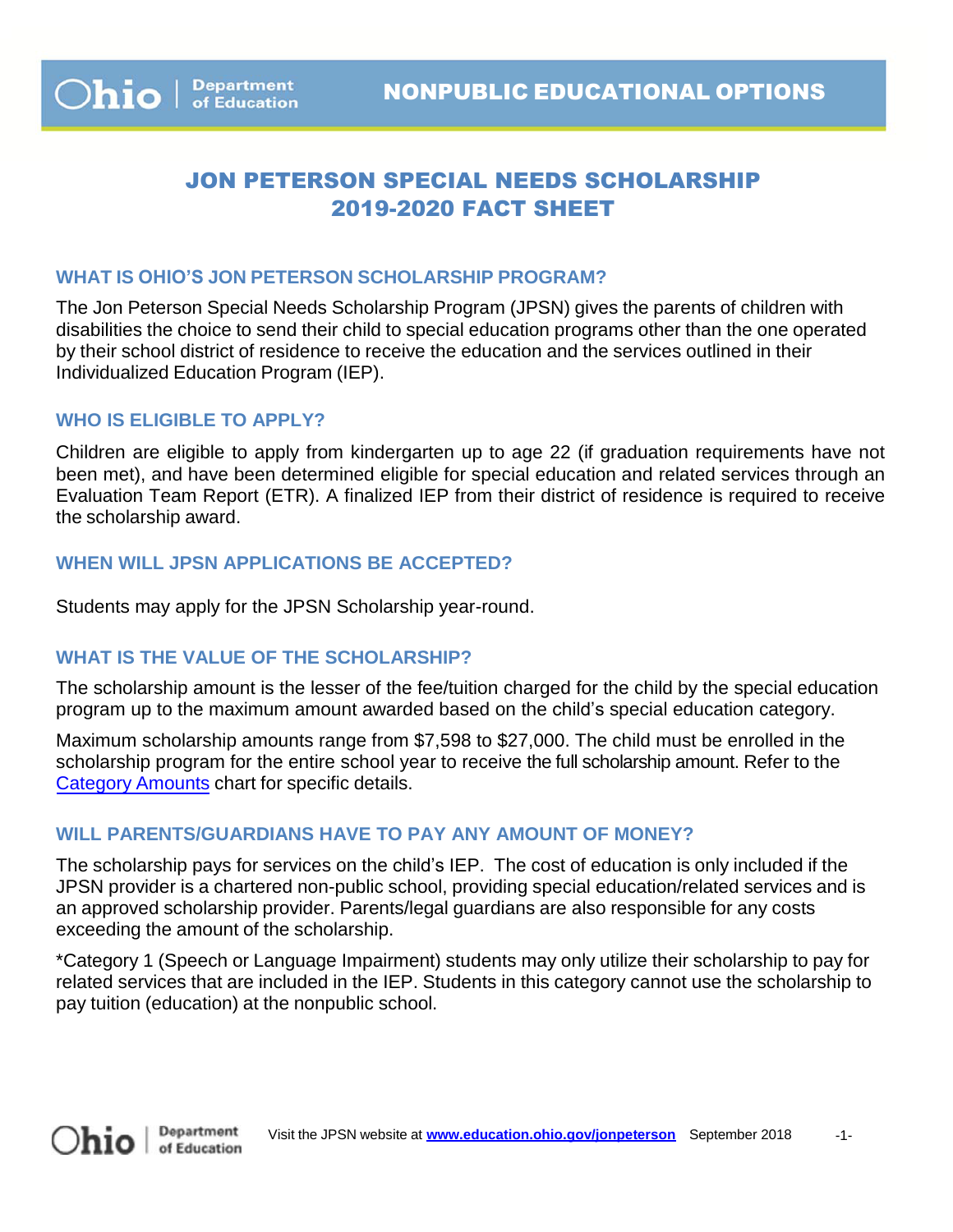# JON PETERSON SPECIAL NEEDS SCHOLARSHIP 2019-2020 FACT SHEET

## WHAT IS OHIO'S JON PETERSON SCHOLARSHIP PROGRAM?

The Jon Peterson Special Needs Scholarship Program (JPSN) gives the parents of children with disabilities the choice to send their child to special education programs other than the one operated by their school district of residence to receive the education and the services outlined in their Individualized Education Program (IEP).

## WHO IS ELIGIBLE TO APPLY?

Children are eligible to apply from kindergarten up to age 22 (if graduation requirements have not been met), and have been determined eligible for special education and related services through an Evaluation Team Report (ETR). A finalized IEP from their district of residence is required to receive the scholarship award.

## WHEN WILL JPSN APPLICATIONS BE ACCEPTED?

Students may apply for the JPSN Scholarship year-round.

## WHAT IS THE VALUE OF THE SCHOLARSHIP?

The scholarship amount is the lesser of the fee/tuition charged for the child by the special education program up to the maximum amount awarded based on the child's special education category.

Maximum scholarship amounts range from $7,598 to $27,000. The child must be enrolled in the scholarship program for the entire school year to receive the full scholarship amount. Refer to the Category Amounts chart for specific details.

## WILL PARENTS/GUARDIANS HAVE TO PAY ANY AMOUNT OF MONEY?

The scholarship pays for services on the child's IEP. The cost of education is only included if the JPSN provider is a chartered non-public school, providing special education/related services and is an approved scholarship provider. Parents/legal guardians are also responsible for any costs exceeding the amount of the scholarship.

*Category 1 (Speech or Language Impairment) students may only utilize their scholarship to pay for related services that are included in the IEP. Students in this category cannot use the scholarship to pay tuition (education) at the nonpublic school.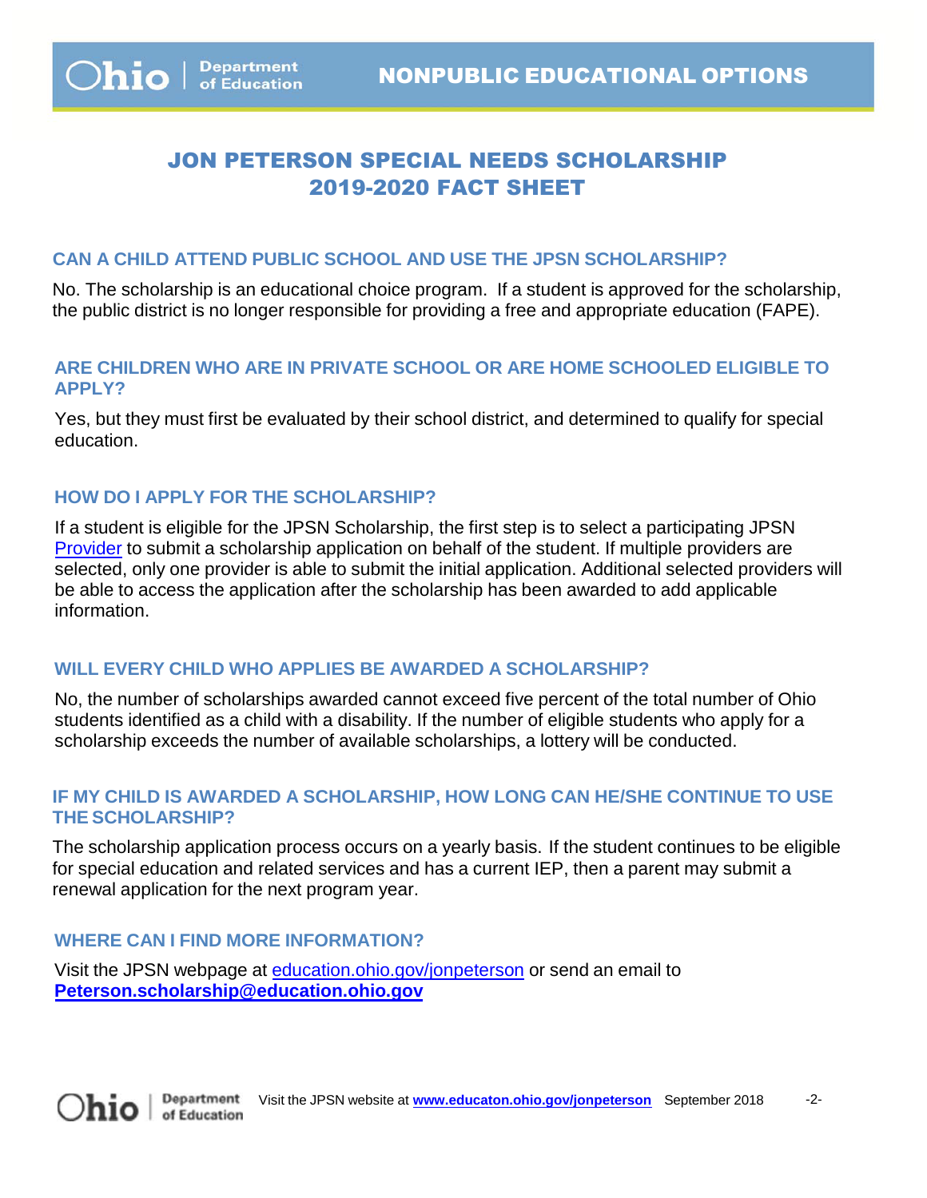# JON PETERSON SPECIAL NEEDS SCHOLARSHIP 2019-2020 FACT SHEET

## CAN A CHILD ATTEND PUBLIC SCHOOL AND USE THE JPSN SCHOLARSHIP?

No. The scholarship is an educational choice program. If a student is approved for the scholarship, the public district is no longer responsible for providing a free and appropriate education (FAPE).

## ARE CHILDREN WHO ARE IN PRIVATE SCHOOL OR ARE HOME SCHOOLED ELIGIBLE TO APPLY?

Yes, but they must first be evaluated by their school district, and determined to qualify for special education.

## HOW DO I APPLY FOR THE SCHOLARSHIP?

If a student is eligible for the JPSN Scholarship, the first step is to select a participating JPSN Provider to submit a scholarship application on behalf of the student. If multiple providers are selected, only one provider is able to submit the initial application. Additional selected providers will be able to access the application after the scholarship has been awarded to add applicable information.

## WILL EVERY CHILD WHO APPLIES BE AWARDED A SCHOLARSHIP?

No, the number of scholarships awarded cannot exceed five percent of the total number of Ohio students identified as a child with a disability. If the number of eligible students who apply for a scholarship exceeds the number of available scholarships, a lottery will be conducted.

## IF MY CHILD IS AWARDED A SCHOLARSHIP, HOW LONG CAN HE/SHE CONTINUE TO USE THE SCHOLARSHIP?

The scholarship application process occurs on a yearly basis. If the student continues to be eligible for special education and related services and has a current IEP, then a parent may submit a renewal application for the next program year.

## WHERE CAN I FIND MORE INFORMATION?

Visit the JPSN webpage at education.ohio.gov/jonpeterson or send an email to **Peterson.scholarship@education.ohio.gov**